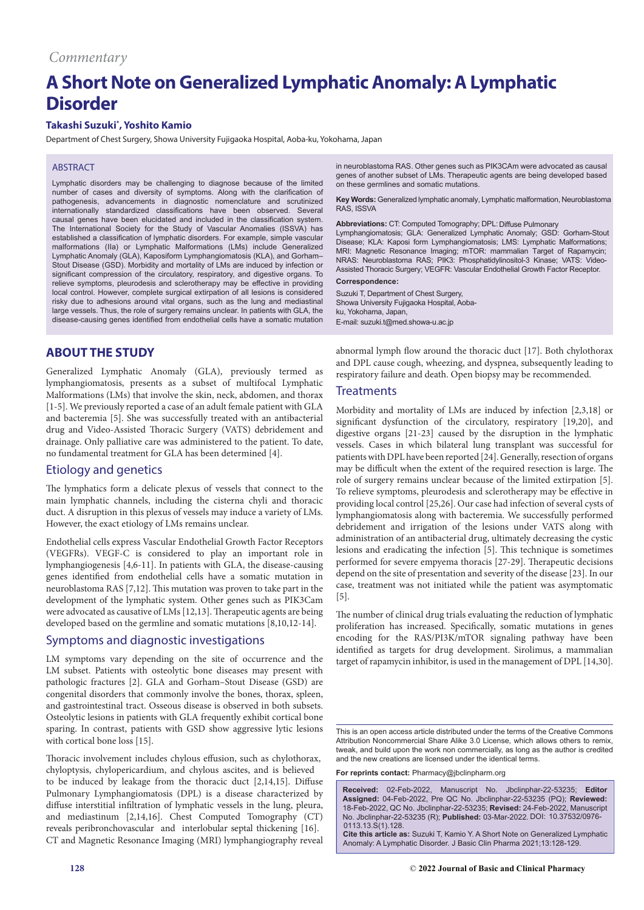*Commentary*

# A Short Note on Generalized Lymphatic Anomaly: A Lymphatic Disorder

**Takashi Suzuki*, Yoshito Kamio**

Department of Chest Surgery, Showa University Fujigaoka Hospital, Aoba-ku, Yokohama, Japan

## ABSTRACT

Lymphatic disorders may be challenging to diagnose because of the limited number of cases and diversity of symptoms. Along with the clarification of pathogenesis, advancements in diagnostic nomenclature and scrutinized internationally standardized classifications have been observed. Several causal genes have been elucidated and included in the classification system. The International Society for the Study of Vascular Anomalies (ISSVA) has established a classification of lymphatic disorders. For example, simple vascular malformations (IIa) or Lymphatic Malformations (LMs) include Generalized Lymphatic Anomaly (GLA), Kaposiform Lymphangiomatosis (KLA), and Gorham–Stout Disease (GSD). Morbidity and mortality of LMs are induced by infection or significant compression of the circulatory, respiratory, and digestive organs. To relieve symptoms, pleurodesis and sclerotherapy may be effective in providing local control. However, complete surgical extirpation of all lesions is considered risky due to adhesions around vital organs, such as the lung and mediastinal large vessels. Thus, the role of surgery remains unclear. In patients with GLA, the disease-causing genes identified from endothelial cells have a somatic mutation in neuroblastoma RAS. Other genes such as PIK3CAm were advocated as causal genes of another subset of LMs. Therapeutic agents are being developed based on these germlines and somatic mutations.

**Key Words:** Generalized lymphatic anomaly, Lymphatic malformation, Neuroblastoma RAS, ISSVA

**Abbreviations:** CT: Computed Tomography; DPL: Diffuse Pulmonary Lymphangiomatosis; GLA: Generalized Lymphatic Anomaly; GSD: Gorham-Stout Disease; KLA: Kaposi form Lymphangiomatosis; LMS: Lymphatic Malformations; MRI: Magnetic Resonance Imaging; mTOR: mammalian Target of Rapamycin; NRAS: Neuroblastoma RAS; PIK3: Phosphatidylinositol-3 Kinase; VATS: Video-Assisted Thoracic Surgery; VEGFR: Vascular Endothelial Growth Factor Receptor.

**Correspondence:**

Suzuki T, Department of Chest Surgery, Showa University Fujigaoka Hospital, Aoba-ku, Yokohama, Japan,
E-mail: suzuki.t@med.showa-u.ac.jp

## ABOUT THE STUDY

Generalized Lymphatic Anomaly (GLA), previously termed as lymphangiomatosis, presents as a subset of multifocal Lymphatic Malformations (LMs) that involve the skin, neck, abdomen, and thorax [1-5]. We previously reported a case of an adult female patient with GLA and bacteremia [5]. She was successfully treated with an antibacterial drug and Video-Assisted Thoracic Surgery (VATS) debridement and drainage. Only palliative care was administered to the patient. To date, no fundamental treatment for GLA has been determined [4].

### Etiology and genetics

The lymphatics form a delicate plexus of vessels that connect to the main lymphatic channels, including the cisterna chyli and thoracic duct. A disruption in this plexus of vessels may induce a variety of LMs. However, the exact etiology of LMs remains unclear.

Endothelial cells express Vascular Endothelial Growth Factor Receptors (VEGFRs). VEGF-C is considered to play an important role in lymphangiogenesis [4,6-11]. In patients with GLA, the disease-causing genes identified from endothelial cells have a somatic mutation in neuroblastoma RAS [7,12]. This mutation was proven to take part in the development of the lymphatic system. Other genes such as PIK3Cam were advocated as causative of LMs [12,13]. Therapeutic agents are being developed based on the germline and somatic mutations [8,10,12-14].

### Symptoms and diagnostic investigations

LM symptoms vary depending on the site of occurrence and the LM subset. Patients with osteolytic bone diseases may present with pathologic fractures [2]. GLA and Gorham–Stout Disease (GSD) are congenital disorders that commonly involve the bones, thorax, spleen, and gastrointestinal tract. Osseous disease is observed in both subsets. Osteolytic lesions in patients with GLA frequently exhibit cortical bone sparing. In contrast, patients with GSD show aggressive lytic lesions with cortical bone loss [15].

Thoracic involvement includes chylous effusion, such as chylothorax, chyloptysis, chylopericardium, and chylous ascites, and is believed to be induced by leakage from the thoracic duct [2,14,15]. Diffuse Pulmonary Lymphangiomatosis (DPL) is a disease characterized by diffuse interstitial infiltration of lymphatic vessels in the lung, pleura, and mediastinum [2,14,16]. Chest Computed Tomography (CT) reveals peribronchovascular and interlobular septal thickening [16]. CT and Magnetic Resonance Imaging (MRI) lymphangiography reveal abnormal lymph flow around the thoracic duct [17]. Both chylothorax and DPL cause cough, wheezing, and dyspnea, subsequently leading to respiratory failure and death. Open biopsy may be recommended.

### Treatments

Morbidity and mortality of LMs are induced by infection [2,3,18] or significant dysfunction of the circulatory, respiratory [19,20], and digestive organs [21-23] caused by the disruption in the lymphatic vessels. Cases in which bilateral lung transplant was successful for patients with DPL have been reported [24]. Generally, resection of organs may be difficult when the extent of the required resection is large. The role of surgery remains unclear because of the limited extirpation [5]. To relieve symptoms, pleurodesis and sclerotherapy may be effective in providing local control [25,26]. Our case had infection of several cysts of lymphangiomatosis along with bacteremia. We successfully performed debridement and irrigation of the lesions under VATS along with administration of an antibacterial drug, ultimately decreasing the cystic lesions and eradicating the infection [5]. This technique is sometimes performed for severe empyema thoracis [27-29]. Therapeutic decisions depend on the site of presentation and severity of the disease [23]. In our case, treatment was not initiated while the patient was asymptomatic [5].

The number of clinical drug trials evaluating the reduction of lymphatic proliferation has increased. Specifically, somatic mutations in genes encoding for the RAS/PI3K/mTOR signaling pathway have been identified as targets for drug development. Sirolimus, a mammalian target of rapamycin inhibitor, is used in the management of DPL [14,30].

This is an open access article distributed under the terms of the Creative Commons Attribution Noncommercial Share Alike 3.0 License, which allows others to remix, tweak, and build upon the work non commercially, as long as the author is credited and the new creations are licensed under the identical terms.

**For reprints contact:** Pharmacy@jbclinpharm.org

**Received:** 02-Feb-2022, Manuscript No. Jbclinphar-22-53235; **Editor Assigned:** 04-Feb-2022, Pre QC No. Jbclinphar-22-53235 (PQ); **Reviewed:** 18-Feb-2022, QC No. Jbclinphar-22-53235; **Revised:** 24-Feb-2022, Manuscript No. Jbclinphar-22-53235 (R); **Published:** 03-Mar-2022, DOI: 10.37532/0976-0113.13.S(1).128.

**Cite this article as:** Suzuki T, Kamio Y. A Short Note on Generalized Lymphatic Anomaly: A Lymphatic Disorder. J Basic Clin Pharma 2021;13:128-129.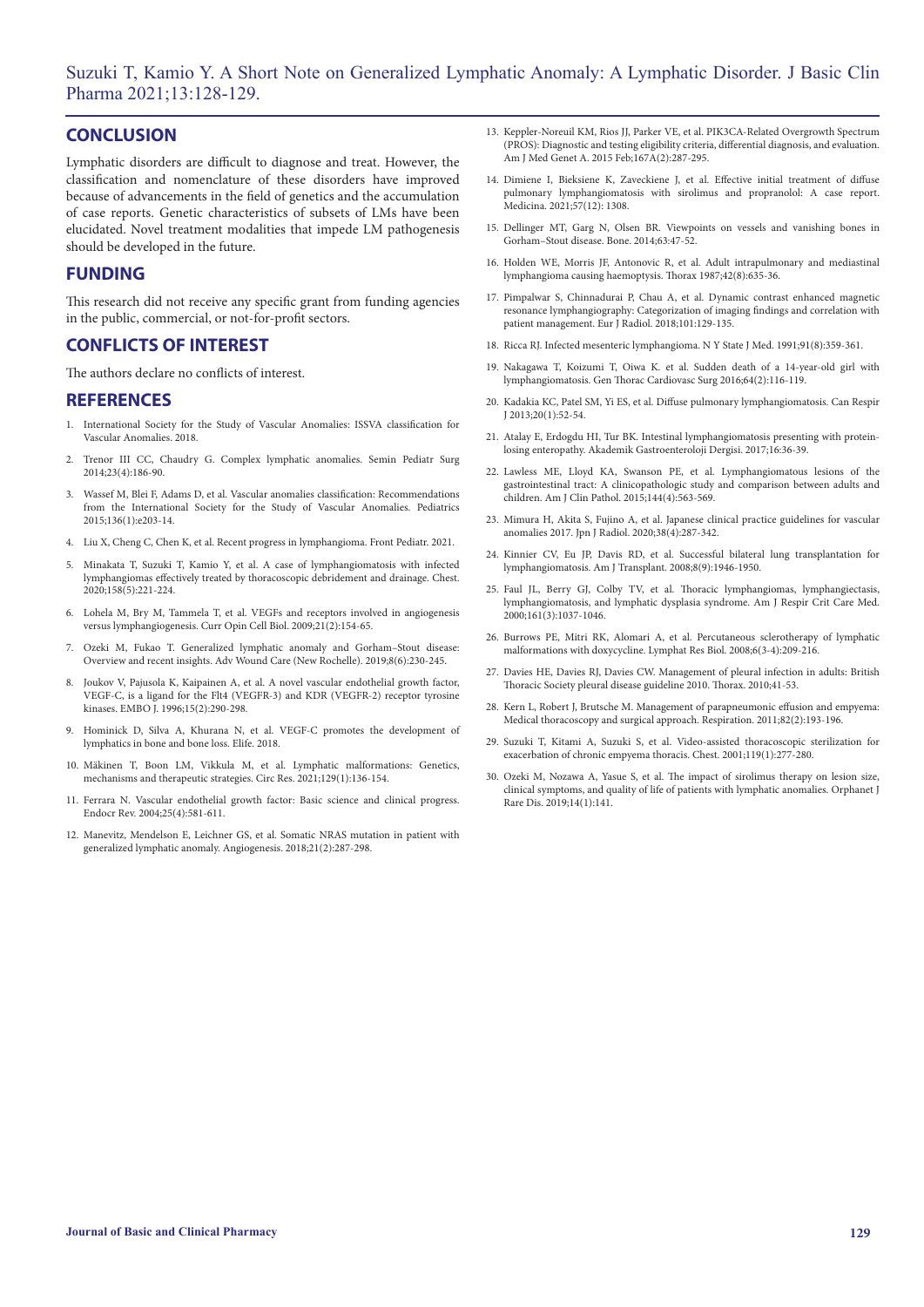## CONCLUSION

Lymphatic disorders are difficult to diagnose and treat. However, the classification and nomenclature of these disorders have improved because of advancements in the field of genetics and the accumulation of case reports. Genetic characteristics of subsets of LMs have been elucidated. Novel treatment modalities that impede LM pathogenesis should be developed in the future.

## FUNDING

This research did not receive any specific grant from funding agencies in the public, commercial, or not-for-profit sectors.

## CONFLICTS OF INTEREST

The authors declare no conflicts of interest.

## REFERENCES

1. International Society for the Study of Vascular Anomalies: ISSVA classification for Vascular Anomalies. 2018.
2. Trenor III CC, Chaudry G. Complex lymphatic anomalies. Semin Pediatr Surg 2014;23(4):186-90.
3. Wassef M, Blei F, Adams D, et al. Vascular anomalies classification: Recommendations from the International Society for the Study of Vascular Anomalies. Pediatrics 2015;136(1):e203-14.
4. Liu X, Cheng C, Chen K, et al. Recent progress in lymphangioma. Front Pediatr. 2021.
5. Minakata T, Suzuki T, Kamio Y, et al. A case of lymphangiomatosis with infected lymphangiomas effectively treated by thoracoscopic debridement and drainage. Chest. 2020;158(5):221-224.
6. Lohela M, Bry M, Tammela T, et al. VEGFs and receptors involved in angiogenesis versus lymphangiogenesis. Curr Opin Cell Biol. 2009;21(2):154-65.
7. Ozeki M, Fukao T. Generalized lymphatic anomaly and Gorham–Stout disease: Overview and recent insights. Adv Wound Care (New Rochelle). 2019;8(6):230-245.
8. Joukov V, Pajusola K, Kaipainen A, et al. A novel vascular endothelial growth factor, VEGF-C, is a ligand for the Flt4 (VEGFR-3) and KDR (VEGFR-2) receptor tyrosine kinases. EMBO J. 1996;15(2):290-298.
9. Hominick D, Silva A, Khurana N, et al. VEGF-C promotes the development of lymphatics in bone and bone loss. Elife. 2018.
10. Mäkinen T, Boon LM, Vikkula M, et al. Lymphatic malformations: Genetics, mechanisms and therapeutic strategies. Circ Res. 2021;129(1):136-154.
11. Ferrara N. Vascular endothelial growth factor: Basic science and clinical progress. Endocr Rev. 2004;25(4):581-611.
12. Manevitz, Mendelson E, Leichner GS, et al. Somatic NRAS mutation in patient with generalized lymphatic anomaly. Angiogenesis. 2018;21(2):287-298.
13. Keppler-Noreuil KM, Rios JJ, Parker VE, et al. PIK3CA-Related Overgrowth Spectrum (PROS): Diagnostic and testing eligibility criteria, differential diagnosis, and evaluation. Am J Med Genet A. 2015 Feb;167A(2):287-295.
14. Dimiene I, Bieksiene K, Zaveckiene J, et al. Effective initial treatment of diffuse pulmonary lymphangiomatosis with sirolimus and propranolol: A case report. Medicina. 2021;57(12): 1308.
15. Dellinger MT, Garg N, Olsen BR. Viewpoints on vessels and vanishing bones in Gorham–Stout disease. Bone. 2014;63:47-52.
16. Holden WE, Morris JF, Antonovic R, et al. Adult intrapulmonary and mediastinal lymphangioma causing haemoptysis. Thorax 1987;42(8):635-36.
17. Pimpalwar S, Chinnadurai P, Chau A, et al. Dynamic contrast enhanced magnetic resonance lymphangiography: Categorization of imaging findings and correlation with patient management. Eur J Radiol. 2018;101:129-135.
18. Ricca RJ. Infected mesenteric lymphangioma. N Y State J Med. 1991;91(8):359-361.
19. Nakagawa T, Koizumi T, Oiwa K. et al. Sudden death of a 14-year-old girl with lymphangiomatosis. Gen Thorac Cardiovasc Surg 2016;64(2):116-119.
20. Kadakia KC, Patel SM, Yi ES, et al. Diffuse pulmonary lymphangiomatosis. Can Respir J 2013;20(1):52-54.
21. Atalay E, Erdogdu HI, Tur BK. Intestinal lymphangiomatosis presenting with protein-losing enteropathy. Akademik Gastroenteroloji Dergisi. 2017;16:36-39.
22. Lawless ME, Lloyd KA, Swanson PE, et al. Lymphangiomatous lesions of the gastrointestinal tract: A clinicopathologic study and comparison between adults and children. Am J Clin Pathol. 2015;144(4):563-569.
23. Mimura H, Akita S, Fujino A, et al. Japanese clinical practice guidelines for vascular anomalies 2017. Jpn J Radiol. 2020;38(4):287-342.
24. Kinnier CV, Eu JP, Davis RD, et al. Successful bilateral lung transplantation for lymphangiomatosis. Am J Transplant. 2008;8(9):1946-1950.
25. Faul JL, Berry GJ, Colby TV, et al. Thoracic lymphangiomas, lymphangiectasis, lymphangiomatosis, and lymphatic dysplasia syndrome. Am J Respir Crit Care Med. 2000;161(3):1037-1046.
26. Burrows PE, Mitri RK, Alomari A, et al. Percutaneous sclerotherapy of lymphatic malformations with doxycycline. Lymphat Res Biol. 2008;6(3-4):209-216.
27. Davies HE, Davies RJ, Davies CW. Management of pleural infection in adults: British Thoracic Society pleural disease guideline 2010. Thorax. 2010;41-53.
28. Kern L, Robert J, Brutsche M. Management of parapneumonic effusion and empyema: Medical thoracoscopy and surgical approach. Respiration. 2011;82(2):193-196.
29. Suzuki T, Kitami A, Suzuki S, et al. Video-assisted thoracoscopic sterilization for exacerbation of chronic empyema thoracis. Chest. 2001;119(1):277-280.
30. Ozeki M, Nozawa A, Yasue S, et al. The impact of sirolimus therapy on lesion size, clinical symptoms, and quality of life of patients with lymphatic anomalies. Orphanet J Rare Dis. 2019;14(1):141.